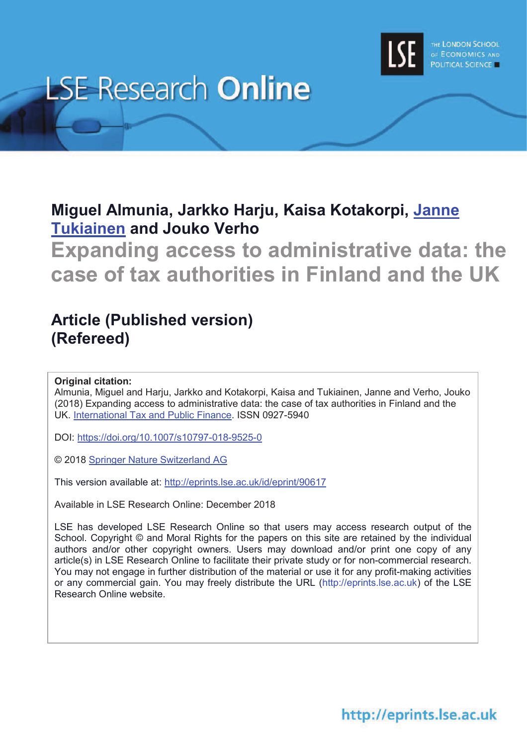# LSE Research Online

**Miguel Almunia, Jarkko Harju, Kaisa Kotakorpi, Janne Tukiainen and Jouko Verho**

## Expanding access to administrative data: the case of tax authorities in Finland and the UK

**Article (Published version)**
**(Refereed)**

**Original citation:**
Almunia, Miguel and Harju, Jarkko and Kotakorpi, Kaisa and Tukiainen, Janne and Verho, Jouko (2018) Expanding access to administrative data: the case of tax authorities in Finland and the UK. International Tax and Public Finance. ISSN 0927-5940

DOI: https://doi.org/10.1007/s10797-018-9525-0

© 2018 Springer Nature Switzerland AG

This version available at: http://eprints.lse.ac.uk/id/eprint/90617

Available in LSE Research Online: December 2018

LSE has developed LSE Research Online so that users may access research output of the School. Copyright © and Moral Rights for the papers on this site are retained by the individual authors and/or other copyright owners. Users may download and/or print one copy of any article(s) in LSE Research Online to facilitate their private study or for non-commercial research. You may not engage in further distribution of the material or use it for any profit-making activities or any commercial gain. You may freely distribute the URL (http://eprints.lse.ac.uk) of the LSE Research Online website.

http://eprints.lse.ac.uk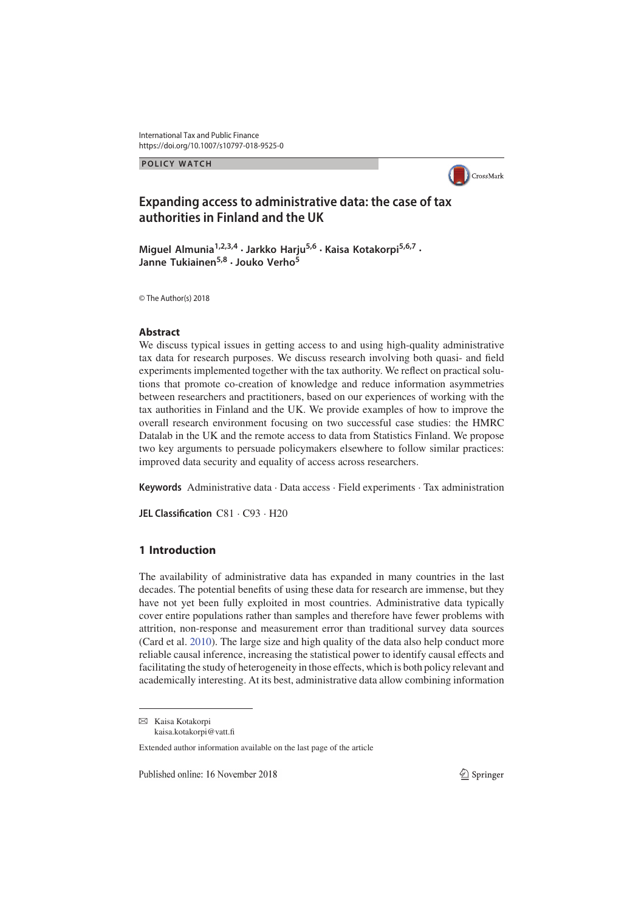International Tax and Public Finance
https://doi.org/10.1007/s10797-018-9525-0

POLICY WATCH

# Expanding access to administrative data: the case of tax authorities in Finland and the UK

**Miguel Almunia[1,2,3,4] · Jarkko Harju[5,6] · Kaisa Kotakorpi[5,6,7] · Janne Tukiainen[5,8] · Jouko Verho[5]**

© The Author(s) 2018

## Abstract

We discuss typical issues in getting access to and using high-quality administrative tax data for research purposes. We discuss research involving both quasi- and field experiments implemented together with the tax authority. We reflect on practical solutions that promote co-creation of knowledge and reduce information asymmetries between researchers and practitioners, based on our experiences of working with the tax authorities in Finland and the UK. We provide examples of how to improve the overall research environment focusing on two successful case studies: the HMRC Datalab in the UK and the remote access to data from Statistics Finland. We propose two key arguments to persuade policymakers elsewhere to follow similar practices: improved data security and equality of access across researchers.

**Keywords** Administrative data · Data access · Field experiments · Tax administration

**JEL Classification** C81 · C93 · H20

## 1 Introduction

The availability of administrative data has expanded in many countries in the last decades. The potential benefits of using these data for research are immense, but they have not yet been fully exploited in most countries. Administrative data typically cover entire populations rather than samples and therefore have fewer problems with attrition, non-response and measurement error than traditional survey data sources (Card et al. 2010). The large size and high quality of the data also help conduct more reliable causal inference, increasing the statistical power to identify causal effects and facilitating the study of heterogeneity in those effects, which is both policy relevant and academically interesting. At its best, administrative data allow combining information

---

✉ Kaisa Kotakorpi
kaisa.kotakorpi@vatt.fi

Extended author information available on the last page of the article

Published online: 16 November 2018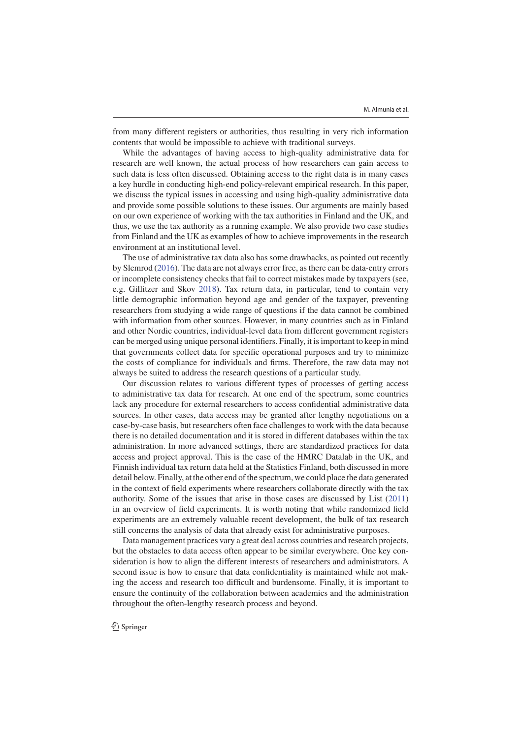from many different registers or authorities, thus resulting in very rich information contents that would be impossible to achieve with traditional surveys.

While the advantages of having access to high-quality administrative data for research are well known, the actual process of how researchers can gain access to such data is less often discussed. Obtaining access to the right data is in many cases a key hurdle in conducting high-end policy-relevant empirical research. In this paper, we discuss the typical issues in accessing and using high-quality administrative data and provide some possible solutions to these issues. Our arguments are mainly based on our own experience of working with the tax authorities in Finland and the UK, and thus, we use the tax authority as a running example. We also provide two case studies from Finland and the UK as examples of how to achieve improvements in the research environment at an institutional level.

The use of administrative tax data also has some drawbacks, as pointed out recently by Slemrod (2016). The data are not always error free, as there can be data-entry errors or incomplete consistency checks that fail to correct mistakes made by taxpayers (see, e.g. Gillitzer and Skov 2018). Tax return data, in particular, tend to contain very little demographic information beyond age and gender of the taxpayer, preventing researchers from studying a wide range of questions if the data cannot be combined with information from other sources. However, in many countries such as in Finland and other Nordic countries, individual-level data from different government registers can be merged using unique personal identifiers. Finally, it is important to keep in mind that governments collect data for specific operational purposes and try to minimize the costs of compliance for individuals and firms. Therefore, the raw data may not always be suited to address the research questions of a particular study.

Our discussion relates to various different types of processes of getting access to administrative tax data for research. At one end of the spectrum, some countries lack any procedure for external researchers to access confidential administrative data sources. In other cases, data access may be granted after lengthy negotiations on a case-by-case basis, but researchers often face challenges to work with the data because there is no detailed documentation and it is stored in different databases within the tax administration. In more advanced settings, there are standardized practices for data access and project approval. This is the case of the HMRC Datalab in the UK, and Finnish individual tax return data held at the Statistics Finland, both discussed in more detail below. Finally, at the other end of the spectrum, we could place the data generated in the context of field experiments where researchers collaborate directly with the tax authority. Some of the issues that arise in those cases are discussed by List (2011) in an overview of field experiments. It is worth noting that while randomized field experiments are an extremely valuable recent development, the bulk of tax research still concerns the analysis of data that already exist for administrative purposes.

Data management practices vary a great deal across countries and research projects, but the obstacles to data access often appear to be similar everywhere. One key consideration is how to align the different interests of researchers and administrators. A second issue is how to ensure that data confidentiality is maintained while not making the access and research too difficult and burdensome. Finally, it is important to ensure the continuity of the collaboration between academics and the administration throughout the often-lengthy research process and beyond.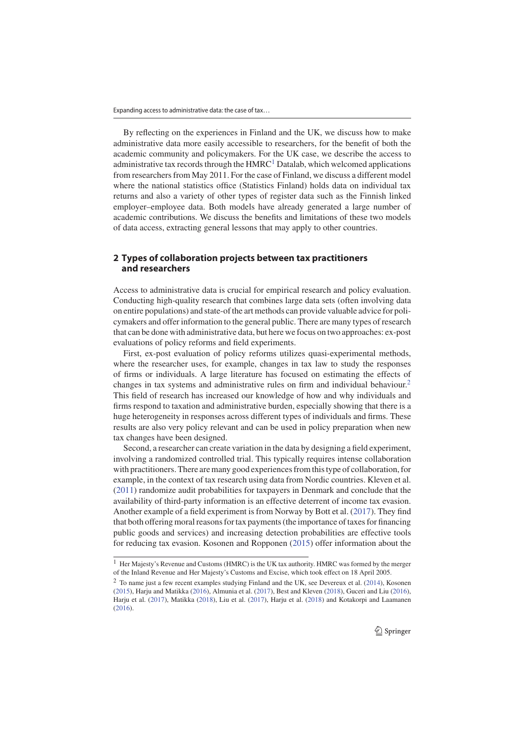By reflecting on the experiences in Finland and the UK, we discuss how to make administrative data more easily accessible to researchers, for the benefit of both the academic community and policymakers. For the UK case, we describe the access to administrative tax records through the HMRC[1] Datalab, which welcomed applications from researchers from May 2011. For the case of Finland, we discuss a different model where the national statistics office (Statistics Finland) holds data on individual tax returns and also a variety of other types of register data such as the Finnish linked employer–employee data. Both models have already generated a large number of academic contributions. We discuss the benefits and limitations of these two models of data access, extracting general lessons that may apply to other countries.

## 2 Types of collaboration projects between tax practitioners and researchers

Access to administrative data is crucial for empirical research and policy evaluation. Conducting high-quality research that combines large data sets (often involving data on entire populations) and state-of the art methods can provide valuable advice for policymakers and offer information to the general public. There are many types of research that can be done with administrative data, but here we focus on two approaches: ex-post evaluations of policy reforms and field experiments.

First, ex-post evaluation of policy reforms utilizes quasi-experimental methods, where the researcher uses, for example, changes in tax law to study the responses of firms or individuals. A large literature has focused on estimating the effects of changes in tax systems and administrative rules on firm and individual behaviour.[2] This field of research has increased our knowledge of how and why individuals and firms respond to taxation and administrative burden, especially showing that there is a huge heterogeneity in responses across different types of individuals and firms. These results are also very policy relevant and can be used in policy preparation when new tax changes have been designed.

Second, a researcher can create variation in the data by designing a field experiment, involving a randomized controlled trial. This typically requires intense collaboration with practitioners. There are many good experiences from this type of collaboration, for example, in the context of tax research using data from Nordic countries. Kleven et al. (2011) randomize audit probabilities for taxpayers in Denmark and conclude that the availability of third-party information is an effective deterrent of income tax evasion. Another example of a field experiment is from Norway by Bott et al. (2017). They find that both offering moral reasons for tax payments (the importance of taxes for financing public goods and services) and increasing detection probabilities are effective tools for reducing tax evasion. Kosonen and Ropponen (2015) offer information about the

---

[1] Her Majesty's Revenue and Customs (HMRC) is the UK tax authority. HMRC was formed by the merger of the Inland Revenue and Her Majesty's Customs and Excise, which took effect on 18 April 2005.

[2] To name just a few recent examples studying Finland and the UK, see Devereux et al. (2014), Kosonen (2015), Harju and Matikka (2016), Almunia et al. (2017), Best and Kleven (2018), Guceri and Liu (2016), Harju et al. (2017), Matikka (2018), Liu et al. (2017), Harju et al. (2018) and Kotakorpi and Laamanen (2016).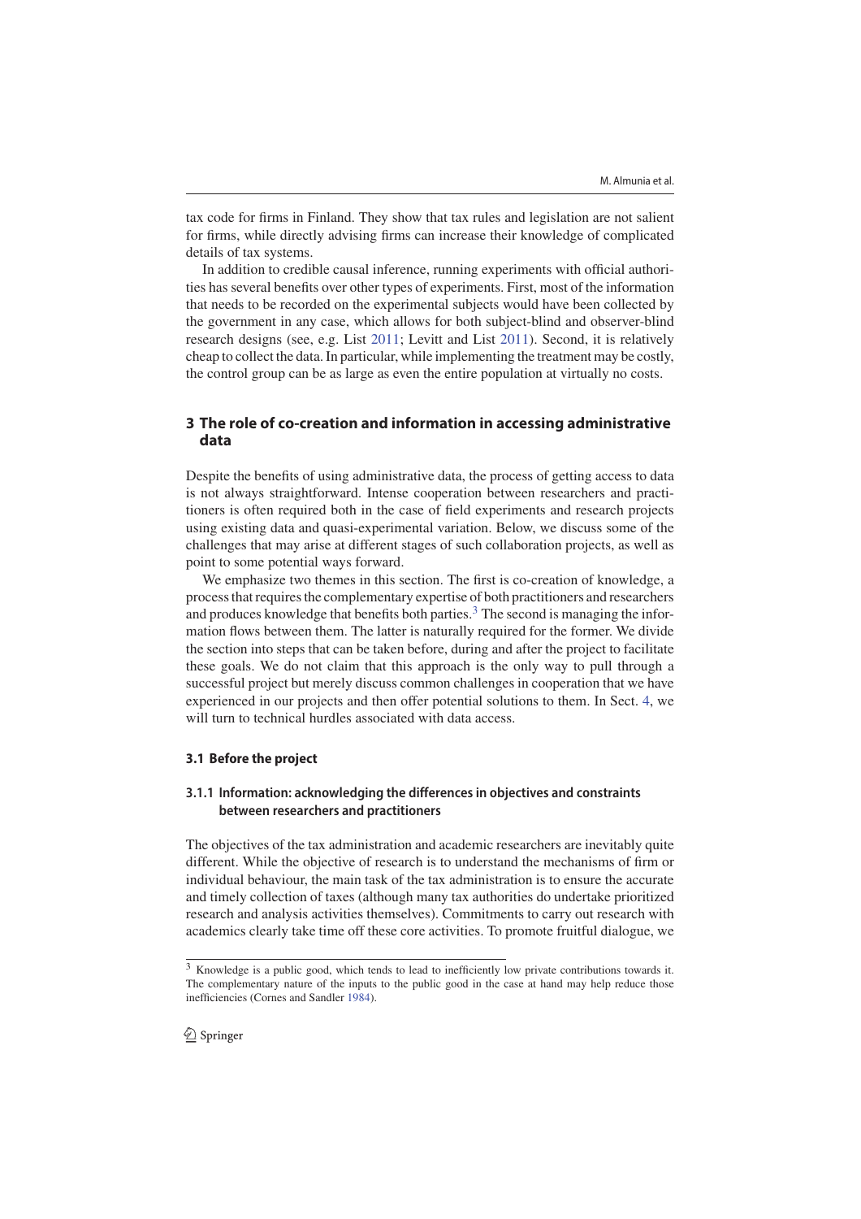tax code for firms in Finland. They show that tax rules and legislation are not salient for firms, while directly advising firms can increase their knowledge of complicated details of tax systems.

In addition to credible causal inference, running experiments with official authorities has several benefits over other types of experiments. First, most of the information that needs to be recorded on the experimental subjects would have been collected by the government in any case, which allows for both subject-blind and observer-blind research designs (see, e.g. List 2011; Levitt and List 2011). Second, it is relatively cheap to collect the data. In particular, while implementing the treatment may be costly, the control group can be as large as even the entire population at virtually no costs.

## 3 The role of co-creation and information in accessing administrative data

Despite the benefits of using administrative data, the process of getting access to data is not always straightforward. Intense cooperation between researchers and practitioners is often required both in the case of field experiments and research projects using existing data and quasi-experimental variation. Below, we discuss some of the challenges that may arise at different stages of such collaboration projects, as well as point to some potential ways forward.

We emphasize two themes in this section. The first is co-creation of knowledge, a process that requires the complementary expertise of both practitioners and researchers and produces knowledge that benefits both parties.[3] The second is managing the information flows between them. The latter is naturally required for the former. We divide the section into steps that can be taken before, during and after the project to facilitate these goals. We do not claim that this approach is the only way to pull through a successful project but merely discuss common challenges in cooperation that we have experienced in our projects and then offer potential solutions to them. In Sect. 4, we will turn to technical hurdles associated with data access.

### 3.1 Before the project

#### 3.1.1 Information: acknowledging the differences in objectives and constraints between researchers and practitioners

The objectives of the tax administration and academic researchers are inevitably quite different. While the objective of research is to understand the mechanisms of firm or individual behaviour, the main task of the tax administration is to ensure the accurate and timely collection of taxes (although many tax authorities do undertake prioritized research and analysis activities themselves). Commitments to carry out research with academics clearly take time off these core activities. To promote fruitful dialogue, we

---

[3] Knowledge is a public good, which tends to lead to inefficiently low private contributions towards it. The complementary nature of the inputs to the public good in the case at hand may help reduce those inefficiencies (Cornes and Sandler 1984).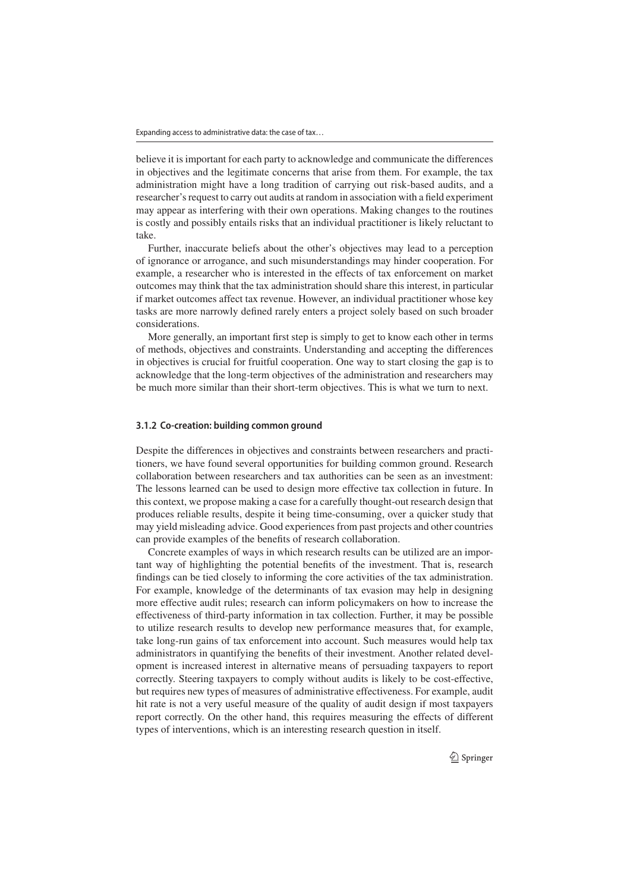believe it is important for each party to acknowledge and communicate the differences in objectives and the legitimate concerns that arise from them. For example, the tax administration might have a long tradition of carrying out risk-based audits, and a researcher's request to carry out audits at random in association with a field experiment may appear as interfering with their own operations. Making changes to the routines is costly and possibly entails risks that an individual practitioner is likely reluctant to take.

Further, inaccurate beliefs about the other's objectives may lead to a perception of ignorance or arrogance, and such misunderstandings may hinder cooperation. For example, a researcher who is interested in the effects of tax enforcement on market outcomes may think that the tax administration should share this interest, in particular if market outcomes affect tax revenue. However, an individual practitioner whose key tasks are more narrowly defined rarely enters a project solely based on such broader considerations.

More generally, an important first step is simply to get to know each other in terms of methods, objectives and constraints. Understanding and accepting the differences in objectives is crucial for fruitful cooperation. One way to start closing the gap is to acknowledge that the long-term objectives of the administration and researchers may be much more similar than their short-term objectives. This is what we turn to next.

### 3.1.2 Co-creation: building common ground

Despite the differences in objectives and constraints between researchers and practitioners, we have found several opportunities for building common ground. Research collaboration between researchers and tax authorities can be seen as an investment: The lessons learned can be used to design more effective tax collection in future. In this context, we propose making a case for a carefully thought-out research design that produces reliable results, despite it being time-consuming, over a quicker study that may yield misleading advice. Good experiences from past projects and other countries can provide examples of the benefits of research collaboration.

Concrete examples of ways in which research results can be utilized are an important way of highlighting the potential benefits of the investment. That is, research findings can be tied closely to informing the core activities of the tax administration. For example, knowledge of the determinants of tax evasion may help in designing more effective audit rules; research can inform policymakers on how to increase the effectiveness of third-party information in tax collection. Further, it may be possible to utilize research results to develop new performance measures that, for example, take long-run gains of tax enforcement into account. Such measures would help tax administrators in quantifying the benefits of their investment. Another related development is increased interest in alternative means of persuading taxpayers to report correctly. Steering taxpayers to comply without audits is likely to be cost-effective, but requires new types of measures of administrative effectiveness. For example, audit hit rate is not a very useful measure of the quality of audit design if most taxpayers report correctly. On the other hand, this requires measuring the effects of different types of interventions, which is an interesting research question in itself.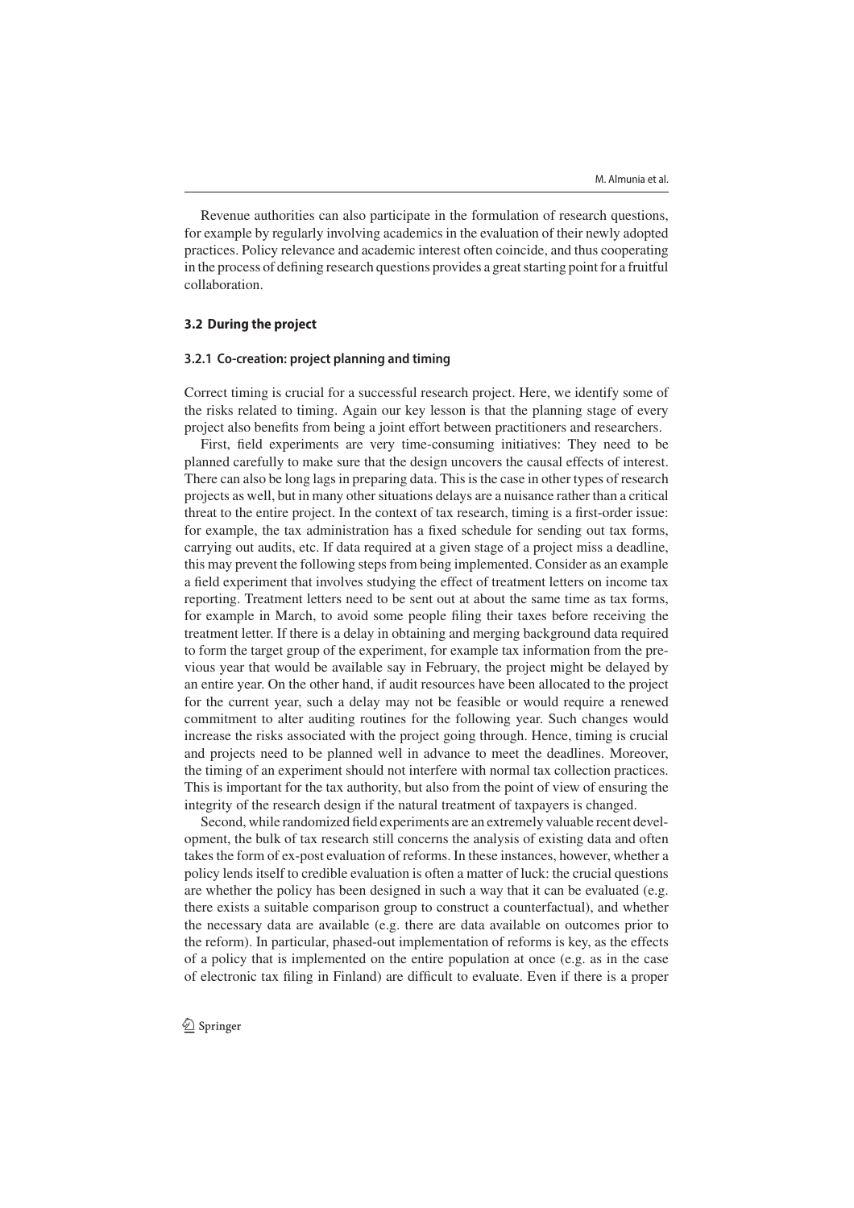Revenue authorities can also participate in the formulation of research questions, for example by regularly involving academics in the evaluation of their newly adopted practices. Policy relevance and academic interest often coincide, and thus cooperating in the process of defining research questions provides a great starting point for a fruitful collaboration.

## 3.2 During the project

### 3.2.1 Co-creation: project planning and timing

Correct timing is crucial for a successful research project. Here, we identify some of the risks related to timing. Again our key lesson is that the planning stage of every project also benefits from being a joint effort between practitioners and researchers.

First, field experiments are very time-consuming initiatives: They need to be planned carefully to make sure that the design uncovers the causal effects of interest. There can also be long lags in preparing data. This is the case in other types of research projects as well, but in many other situations delays are a nuisance rather than a critical threat to the entire project. In the context of tax research, timing is a first-order issue: for example, the tax administration has a fixed schedule for sending out tax forms, carrying out audits, etc. If data required at a given stage of a project miss a deadline, this may prevent the following steps from being implemented. Consider as an example a field experiment that involves studying the effect of treatment letters on income tax reporting. Treatment letters need to be sent out at about the same time as tax forms, for example in March, to avoid some people filing their taxes before receiving the treatment letter. If there is a delay in obtaining and merging background data required to form the target group of the experiment, for example tax information from the previous year that would be available say in February, the project might be delayed by an entire year. On the other hand, if audit resources have been allocated to the project for the current year, such a delay may not be feasible or would require a renewed commitment to alter auditing routines for the following year. Such changes would increase the risks associated with the project going through. Hence, timing is crucial and projects need to be planned well in advance to meet the deadlines. Moreover, the timing of an experiment should not interfere with normal tax collection practices. This is important for the tax authority, but also from the point of view of ensuring the integrity of the research design if the natural treatment of taxpayers is changed.

Second, while randomized field experiments are an extremely valuable recent development, the bulk of tax research still concerns the analysis of existing data and often takes the form of ex-post evaluation of reforms. In these instances, however, whether a policy lends itself to credible evaluation is often a matter of luck: the crucial questions are whether the policy has been designed in such a way that it can be evaluated (e.g. there exists a suitable comparison group to construct a counterfactual), and whether the necessary data are available (e.g. there are data available on outcomes prior to the reform). In particular, phased-out implementation of reforms is key, as the effects of a policy that is implemented on the entire population at once (e.g. as in the case of electronic tax filing in Finland) are difficult to evaluate. Even if there is a proper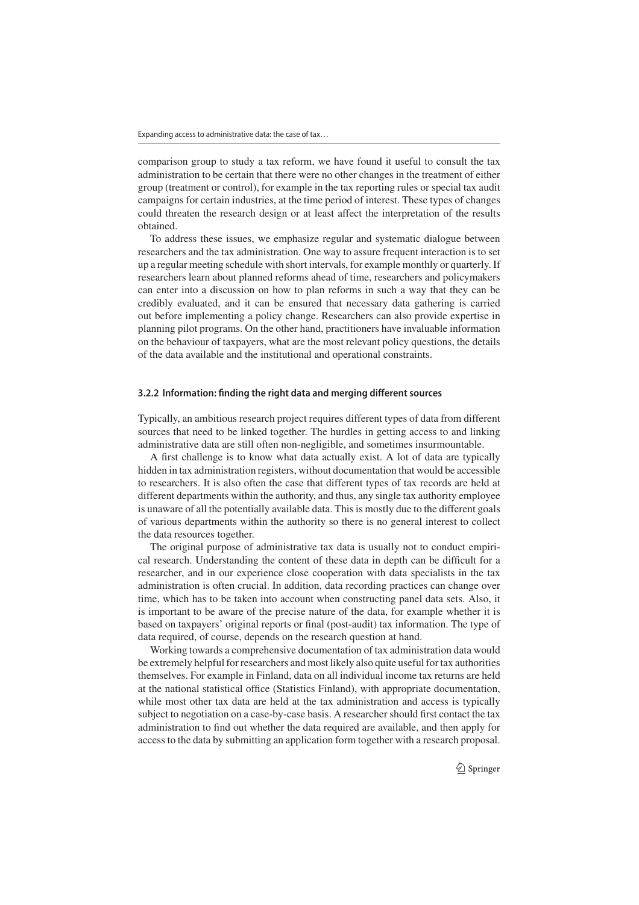comparison group to study a tax reform, we have found it useful to consult the tax administration to be certain that there were no other changes in the treatment of either group (treatment or control), for example in the tax reporting rules or special tax audit campaigns for certain industries, at the time period of interest. These types of changes could threaten the research design or at least affect the interpretation of the results obtained.

To address these issues, we emphasize regular and systematic dialogue between researchers and the tax administration. One way to assure frequent interaction is to set up a regular meeting schedule with short intervals, for example monthly or quarterly. If researchers learn about planned reforms ahead of time, researchers and policymakers can enter into a discussion on how to plan reforms in such a way that they can be credibly evaluated, and it can be ensured that necessary data gathering is carried out before implementing a policy change. Researchers can also provide expertise in planning pilot programs. On the other hand, practitioners have invaluable information on the behaviour of taxpayers, what are the most relevant policy questions, the details of the data available and the institutional and operational constraints.

#### 3.2.2 Information: finding the right data and merging different sources

Typically, an ambitious research project requires different types of data from different sources that need to be linked together. The hurdles in getting access to and linking administrative data are still often non-negligible, and sometimes insurmountable.

A first challenge is to know what data actually exist. A lot of data are typically hidden in tax administration registers, without documentation that would be accessible to researchers. It is also often the case that different types of tax records are held at different departments within the authority, and thus, any single tax authority employee is unaware of all the potentially available data. This is mostly due to the different goals of various departments within the authority so there is no general interest to collect the data resources together.

The original purpose of administrative tax data is usually not to conduct empirical research. Understanding the content of these data in depth can be difficult for a researcher, and in our experience close cooperation with data specialists in the tax administration is often crucial. In addition, data recording practices can change over time, which has to be taken into account when constructing panel data sets. Also, it is important to be aware of the precise nature of the data, for example whether it is based on taxpayers' original reports or final (post-audit) tax information. The type of data required, of course, depends on the research question at hand.

Working towards a comprehensive documentation of tax administration data would be extremely helpful for researchers and most likely also quite useful for tax authorities themselves. For example in Finland, data on all individual income tax returns are held at the national statistical office (Statistics Finland), with appropriate documentation, while most other tax data are held at the tax administration and access is typically subject to negotiation on a case-by-case basis. A researcher should first contact the tax administration to find out whether the data required are available, and then apply for access to the data by submitting an application form together with a research proposal.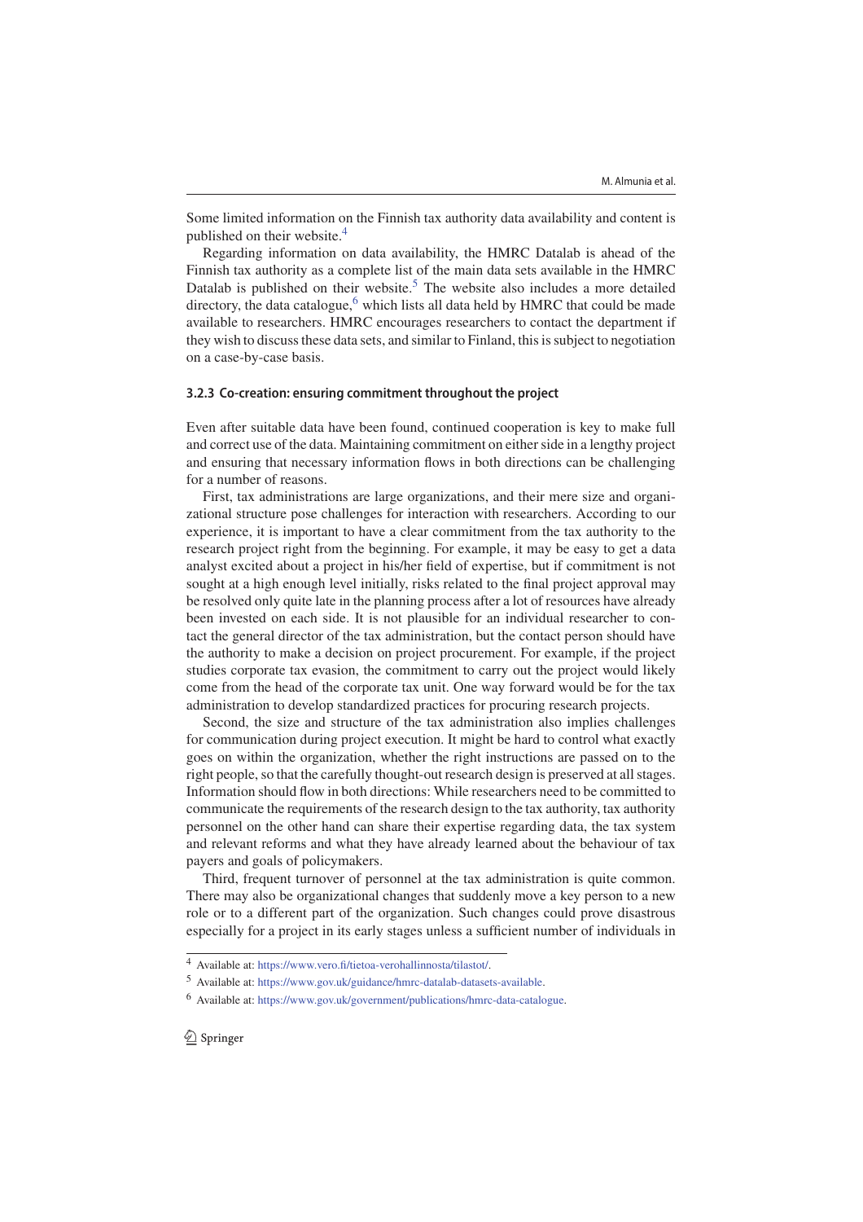Some limited information on the Finnish tax authority data availability and content is published on their website.[4]

Regarding information on data availability, the HMRC Datalab is ahead of the Finnish tax authority as a complete list of the main data sets available in the HMRC Datalab is published on their website.[5] The website also includes a more detailed directory, the data catalogue,[6] which lists all data held by HMRC that could be made available to researchers. HMRC encourages researchers to contact the department if they wish to discuss these data sets, and similar to Finland, this is subject to negotiation on a case-by-case basis.

### 3.2.3 Co-creation: ensuring commitment throughout the project

Even after suitable data have been found, continued cooperation is key to make full and correct use of the data. Maintaining commitment on either side in a lengthy project and ensuring that necessary information flows in both directions can be challenging for a number of reasons.

First, tax administrations are large organizations, and their mere size and organizational structure pose challenges for interaction with researchers. According to our experience, it is important to have a clear commitment from the tax authority to the research project right from the beginning. For example, it may be easy to get a data analyst excited about a project in his/her field of expertise, but if commitment is not sought at a high enough level initially, risks related to the final project approval may be resolved only quite late in the planning process after a lot of resources have already been invested on each side. It is not plausible for an individual researcher to contact the general director of the tax administration, but the contact person should have the authority to make a decision on project procurement. For example, if the project studies corporate tax evasion, the commitment to carry out the project would likely come from the head of the corporate tax unit. One way forward would be for the tax administration to develop standardized practices for procuring research projects.

Second, the size and structure of the tax administration also implies challenges for communication during project execution. It might be hard to control what exactly goes on within the organization, whether the right instructions are passed on to the right people, so that the carefully thought-out research design is preserved at all stages. Information should flow in both directions: While researchers need to be committed to communicate the requirements of the research design to the tax authority, tax authority personnel on the other hand can share their expertise regarding data, the tax system and relevant reforms and what they have already learned about the behaviour of tax payers and goals of policymakers.

Third, frequent turnover of personnel at the tax administration is quite common. There may also be organizational changes that suddenly move a key person to a new role or to a different part of the organization. Such changes could prove disastrous especially for a project in its early stages unless a sufficient number of individuals in

[4] Available at: https://www.vero.fi/tietoa-verohallinnosta/tilastot/.

[5] Available at: https://www.gov.uk/guidance/hmrc-datalab-datasets-available.

[6] Available at: https://www.gov.uk/government/publications/hmrc-data-catalogue.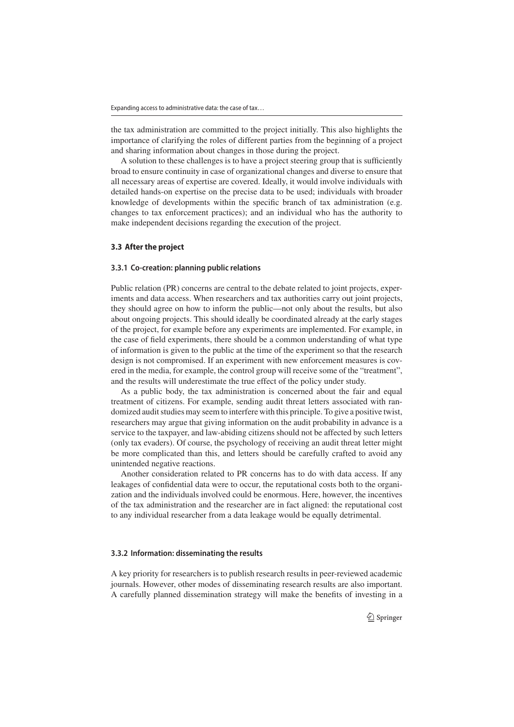the tax administration are committed to the project initially. This also highlights the importance of clarifying the roles of different parties from the beginning of a project and sharing information about changes in those during the project.

A solution to these challenges is to have a project steering group that is sufficiently broad to ensure continuity in case of organizational changes and diverse to ensure that all necessary areas of expertise are covered. Ideally, it would involve individuals with detailed hands-on expertise on the precise data to be used; individuals with broader knowledge of developments within the specific branch of tax administration (e.g. changes to tax enforcement practices); and an individual who has the authority to make independent decisions regarding the execution of the project.

### 3.3 After the project

#### 3.3.1 Co-creation: planning public relations

Public relation (PR) concerns are central to the debate related to joint projects, experiments and data access. When researchers and tax authorities carry out joint projects, they should agree on how to inform the public—not only about the results, but also about ongoing projects. This should ideally be coordinated already at the early stages of the project, for example before any experiments are implemented. For example, in the case of field experiments, there should be a common understanding of what type of information is given to the public at the time of the experiment so that the research design is not compromised. If an experiment with new enforcement measures is covered in the media, for example, the control group will receive some of the "treatment", and the results will underestimate the true effect of the policy under study.

As a public body, the tax administration is concerned about the fair and equal treatment of citizens. For example, sending audit threat letters associated with randomized audit studies may seem to interfere with this principle. To give a positive twist, researchers may argue that giving information on the audit probability in advance is a service to the taxpayer, and law-abiding citizens should not be affected by such letters (only tax evaders). Of course, the psychology of receiving an audit threat letter might be more complicated than this, and letters should be carefully crafted to avoid any unintended negative reactions.

Another consideration related to PR concerns has to do with data access. If any leakages of confidential data were to occur, the reputational costs both to the organization and the individuals involved could be enormous. Here, however, the incentives of the tax administration and the researcher are in fact aligned: the reputational cost to any individual researcher from a data leakage would be equally detrimental.

#### 3.3.2 Information: disseminating the results

A key priority for researchers is to publish research results in peer-reviewed academic journals. However, other modes of disseminating research results are also important. A carefully planned dissemination strategy will make the benefits of investing in a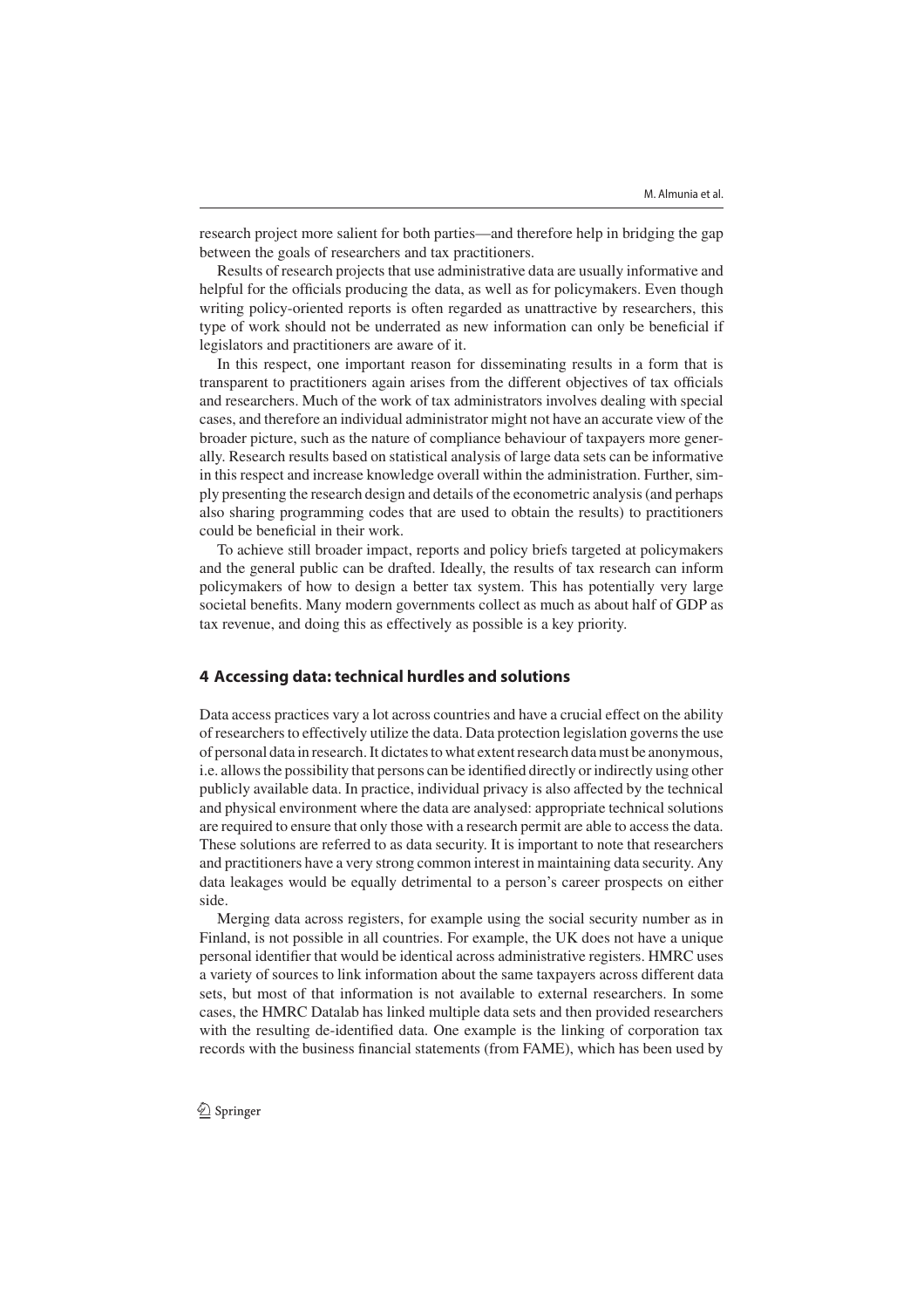research project more salient for both parties—and therefore help in bridging the gap between the goals of researchers and tax practitioners.

Results of research projects that use administrative data are usually informative and helpful for the officials producing the data, as well as for policymakers. Even though writing policy-oriented reports is often regarded as unattractive by researchers, this type of work should not be underrated as new information can only be beneficial if legislators and practitioners are aware of it.

In this respect, one important reason for disseminating results in a form that is transparent to practitioners again arises from the different objectives of tax officials and researchers. Much of the work of tax administrators involves dealing with special cases, and therefore an individual administrator might not have an accurate view of the broader picture, such as the nature of compliance behaviour of taxpayers more generally. Research results based on statistical analysis of large data sets can be informative in this respect and increase knowledge overall within the administration. Further, simply presenting the research design and details of the econometric analysis (and perhaps also sharing programming codes that are used to obtain the results) to practitioners could be beneficial in their work.

To achieve still broader impact, reports and policy briefs targeted at policymakers and the general public can be drafted. Ideally, the results of tax research can inform policymakers of how to design a better tax system. This has potentially very large societal benefits. Many modern governments collect as much as about half of GDP as tax revenue, and doing this as effectively as possible is a key priority.

## 4 Accessing data: technical hurdles and solutions

Data access practices vary a lot across countries and have a crucial effect on the ability of researchers to effectively utilize the data. Data protection legislation governs the use of personal data in research. It dictates to what extent research data must be anonymous, i.e. allows the possibility that persons can be identified directly or indirectly using other publicly available data. In practice, individual privacy is also affected by the technical and physical environment where the data are analysed: appropriate technical solutions are required to ensure that only those with a research permit are able to access the data. These solutions are referred to as data security. It is important to note that researchers and practitioners have a very strong common interest in maintaining data security. Any data leakages would be equally detrimental to a person's career prospects on either side.

Merging data across registers, for example using the social security number as in Finland, is not possible in all countries. For example, the UK does not have a unique personal identifier that would be identical across administrative registers. HMRC uses a variety of sources to link information about the same taxpayers across different data sets, but most of that information is not available to external researchers. In some cases, the HMRC Datalab has linked multiple data sets and then provided researchers with the resulting de-identified data. One example is the linking of corporation tax records with the business financial statements (from FAME), which has been used by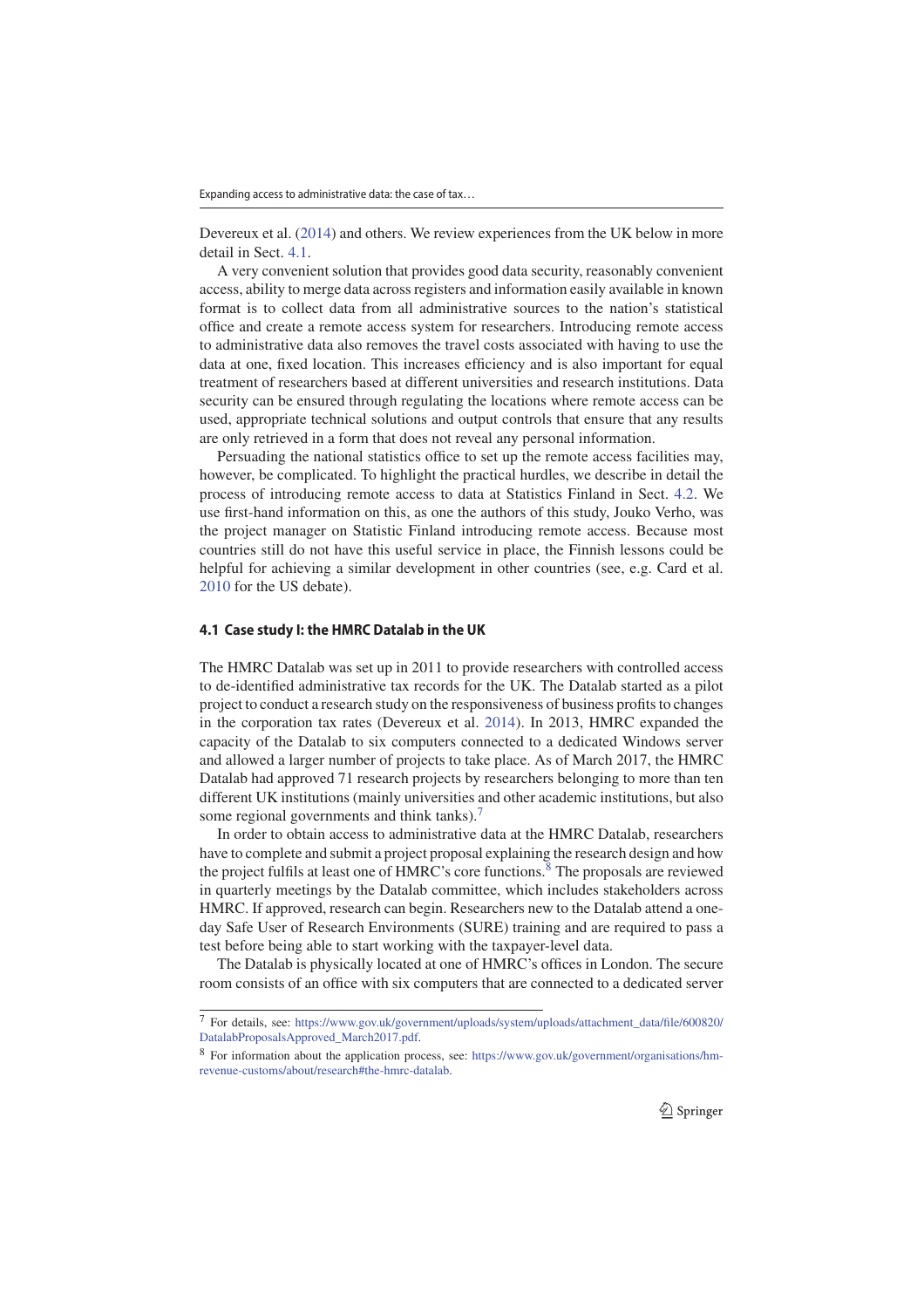Devereux et al. (2014) and others. We review experiences from the UK below in more detail in Sect. 4.1.

A very convenient solution that provides good data security, reasonably convenient access, ability to merge data across registers and information easily available in known format is to collect data from all administrative sources to the nation's statistical office and create a remote access system for researchers. Introducing remote access to administrative data also removes the travel costs associated with having to use the data at one, fixed location. This increases efficiency and is also important for equal treatment of researchers based at different universities and research institutions. Data security can be ensured through regulating the locations where remote access can be used, appropriate technical solutions and output controls that ensure that any results are only retrieved in a form that does not reveal any personal information.

Persuading the national statistics office to set up the remote access facilities may, however, be complicated. To highlight the practical hurdles, we describe in detail the process of introducing remote access to data at Statistics Finland in Sect. 4.2. We use first-hand information on this, as one the authors of this study, Jouko Verho, was the project manager on Statistic Finland introducing remote access. Because most countries still do not have this useful service in place, the Finnish lessons could be helpful for achieving a similar development in other countries (see, e.g. Card et al. 2010 for the US debate).

### 4.1 Case study I: the HMRC Datalab in the UK

The HMRC Datalab was set up in 2011 to provide researchers with controlled access to de-identified administrative tax records for the UK. The Datalab started as a pilot project to conduct a research study on the responsiveness of business profits to changes in the corporation tax rates (Devereux et al. 2014). In 2013, HMRC expanded the capacity of the Datalab to six computers connected to a dedicated Windows server and allowed a larger number of projects to take place. As of March 2017, the HMRC Datalab had approved 71 research projects by researchers belonging to more than ten different UK institutions (mainly universities and other academic institutions, but also some regional governments and think tanks).[7]

In order to obtain access to administrative data at the HMRC Datalab, researchers have to complete and submit a project proposal explaining the research design and how the project fulfils at least one of HMRC's core functions.[8] The proposals are reviewed in quarterly meetings by the Datalab committee, which includes stakeholders across HMRC. If approved, research can begin. Researchers new to the Datalab attend a one-day Safe User of Research Environments (SURE) training and are required to pass a test before being able to start working with the taxpayer-level data.

The Datalab is physically located at one of HMRC's offices in London. The secure room consists of an office with six computers that are connected to a dedicated server

[7] For details, see: https://www.gov.uk/government/uploads/system/uploads/attachment_data/file/600820/DatalabProposalsApproved_March2017.pdf.

[8] For information about the application process, see: https://www.gov.uk/government/organisations/hm-revenue-customs/about/research#the-hmrc-datalab.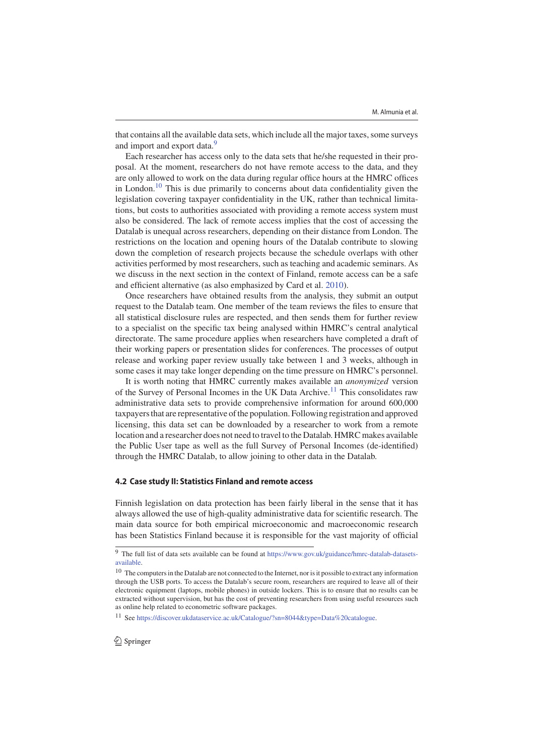that contains all the available data sets, which include all the major taxes, some surveys and import and export data.[9]

Each researcher has access only to the data sets that he/she requested in their proposal. At the moment, researchers do not have remote access to the data, and they are only allowed to work on the data during regular office hours at the HMRC offices in London.[10] This is due primarily to concerns about data confidentiality given the legislation covering taxpayer confidentiality in the UK, rather than technical limitations, but costs to authorities associated with providing a remote access system must also be considered. The lack of remote access implies that the cost of accessing the Datalab is unequal across researchers, depending on their distance from London. The restrictions on the location and opening hours of the Datalab contribute to slowing down the completion of research projects because the schedule overlaps with other activities performed by most researchers, such as teaching and academic seminars. As we discuss in the next section in the context of Finland, remote access can be a safe and efficient alternative (as also emphasized by Card et al. 2010).

Once researchers have obtained results from the analysis, they submit an output request to the Datalab team. One member of the team reviews the files to ensure that all statistical disclosure rules are respected, and then sends them for further review to a specialist on the specific tax being analysed within HMRC's central analytical directorate. The same procedure applies when researchers have completed a draft of their working papers or presentation slides for conferences. The processes of output release and working paper review usually take between 1 and 3 weeks, although in some cases it may take longer depending on the time pressure on HMRC's personnel.

It is worth noting that HMRC currently makes available an *anonymized* version of the Survey of Personal Incomes in the UK Data Archive.[11] This consolidates raw administrative data sets to provide comprehensive information for around 600,000 taxpayers that are representative of the population. Following registration and approved licensing, this data set can be downloaded by a researcher to work from a remote location and a researcher does not need to travel to the Datalab. HMRC makes available the Public User tape as well as the full Survey of Personal Incomes (de-identified) through the HMRC Datalab, to allow joining to other data in the Datalab.

### 4.2 Case study II: Statistics Finland and remote access

Finnish legislation on data protection has been fairly liberal in the sense that it has always allowed the use of high-quality administrative data for scientific research. The main data source for both empirical microeconomic and macroeconomic research has been Statistics Finland because it is responsible for the vast majority of official

---

[9] The full list of data sets available can be found at https://www.gov.uk/guidance/hmrc-datalab-datasets-available.

[10] The computers in the Datalab are not connected to the Internet, nor is it possible to extract any information through the USB ports. To access the Datalab's secure room, researchers are required to leave all of their electronic equipment (laptops, mobile phones) in outside lockers. This is to ensure that no results can be extracted without supervision, but has the cost of preventing researchers from using useful resources such as online help related to econometric software packages.

[11] See https://discover.ukdataservice.ac.uk/Catalogue/?sn=8044&type=Data%20catalogue.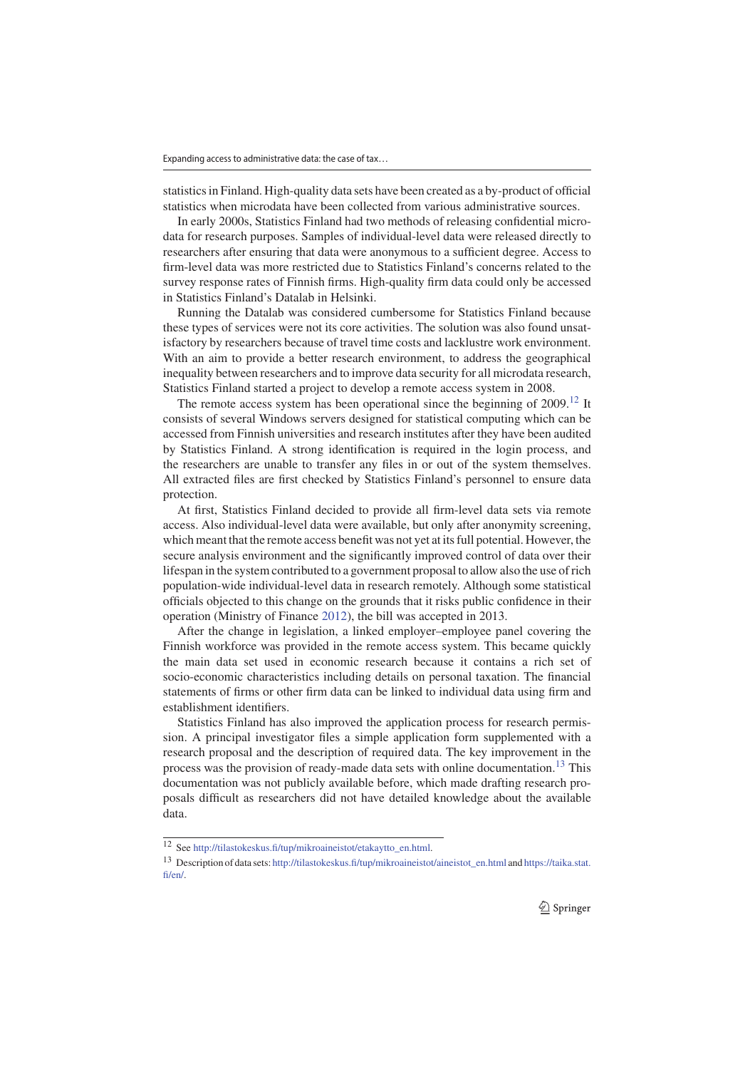statistics in Finland. High-quality data sets have been created as a by-product of official statistics when microdata have been collected from various administrative sources.

In early 2000s, Statistics Finland had two methods of releasing confidential microdata for research purposes. Samples of individual-level data were released directly to researchers after ensuring that data were anonymous to a sufficient degree. Access to firm-level data was more restricted due to Statistics Finland's concerns related to the survey response rates of Finnish firms. High-quality firm data could only be accessed in Statistics Finland's Datalab in Helsinki.

Running the Datalab was considered cumbersome for Statistics Finland because these types of services were not its core activities. The solution was also found unsatisfactory by researchers because of travel time costs and lacklustre work environment. With an aim to provide a better research environment, to address the geographical inequality between researchers and to improve data security for all microdata research, Statistics Finland started a project to develop a remote access system in 2008.

The remote access system has been operational since the beginning of 2009.[12] It consists of several Windows servers designed for statistical computing which can be accessed from Finnish universities and research institutes after they have been audited by Statistics Finland. A strong identification is required in the login process, and the researchers are unable to transfer any files in or out of the system themselves. All extracted files are first checked by Statistics Finland's personnel to ensure data protection.

At first, Statistics Finland decided to provide all firm-level data sets via remote access. Also individual-level data were available, but only after anonymity screening, which meant that the remote access benefit was not yet at its full potential. However, the secure analysis environment and the significantly improved control of data over their lifespan in the system contributed to a government proposal to allow also the use of rich population-wide individual-level data in research remotely. Although some statistical officials objected to this change on the grounds that it risks public confidence in their operation (Ministry of Finance 2012), the bill was accepted in 2013.

After the change in legislation, a linked employer–employee panel covering the Finnish workforce was provided in the remote access system. This became quickly the main data set used in economic research because it contains a rich set of socio-economic characteristics including details on personal taxation. The financial statements of firms or other firm data can be linked to individual data using firm and establishment identifiers.

Statistics Finland has also improved the application process for research permission. A principal investigator files a simple application form supplemented with a research proposal and the description of required data. The key improvement in the process was the provision of ready-made data sets with online documentation.[13] This documentation was not publicly available before, which made drafting research proposals difficult as researchers did not have detailed knowledge about the available data.

---

[12] See http://tilastokeskus.fi/tup/mikroaineistot/etakaytto_en.html.

[13] Description of data sets: http://tilastokeskus.fi/tup/mikroaineistot/aineistot_en.html and https://taika.stat.fi/en/.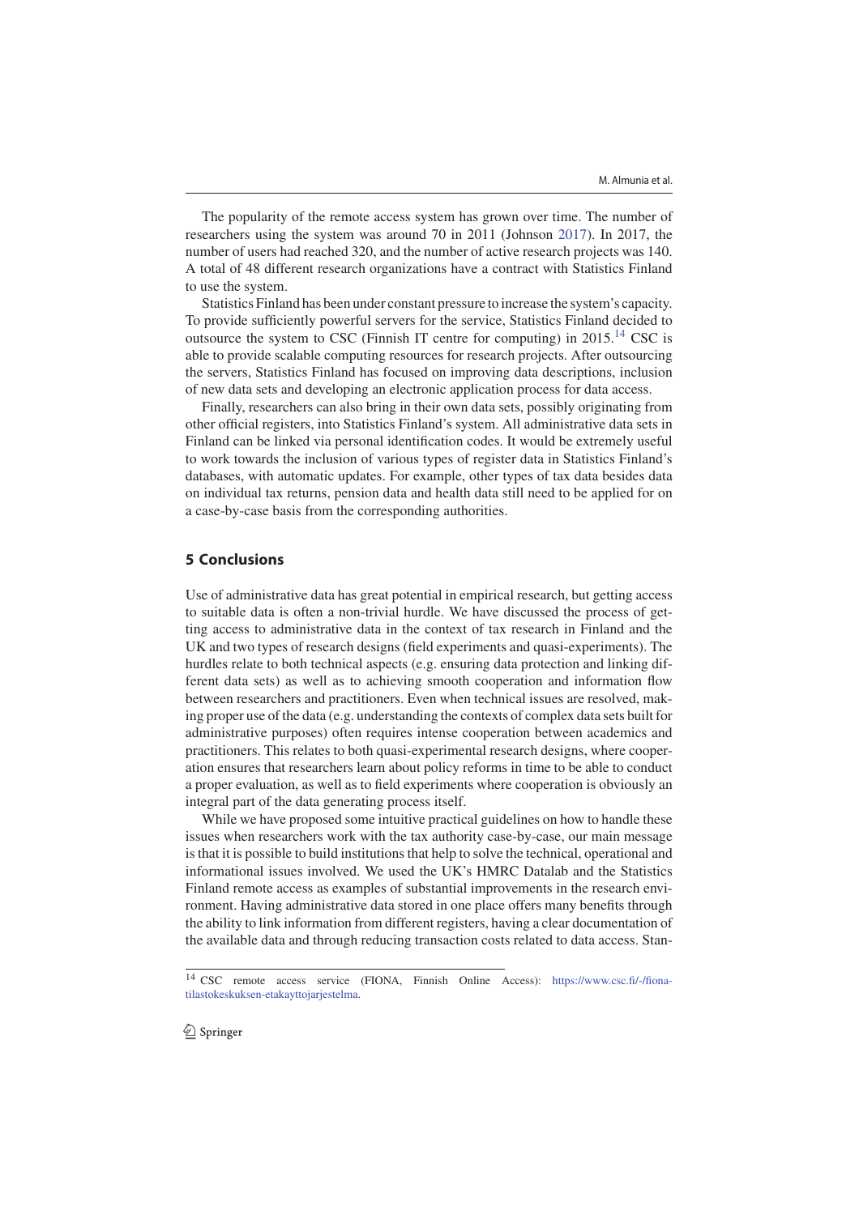The popularity of the remote access system has grown over time. The number of researchers using the system was around 70 in 2011 (Johnson 2017). In 2017, the number of users had reached 320, and the number of active research projects was 140. A total of 48 different research organizations have a contract with Statistics Finland to use the system.

Statistics Finland has been under constant pressure to increase the system's capacity. To provide sufficiently powerful servers for the service, Statistics Finland decided to outsource the system to CSC (Finnish IT centre for computing) in 2015.[14] CSC is able to provide scalable computing resources for research projects. After outsourcing the servers, Statistics Finland has focused on improving data descriptions, inclusion of new data sets and developing an electronic application process for data access.

Finally, researchers can also bring in their own data sets, possibly originating from other official registers, into Statistics Finland's system. All administrative data sets in Finland can be linked via personal identification codes. It would be extremely useful to work towards the inclusion of various types of register data in Statistics Finland's databases, with automatic updates. For example, other types of tax data besides data on individual tax returns, pension data and health data still need to be applied for on a case-by-case basis from the corresponding authorities.

## 5 Conclusions

Use of administrative data has great potential in empirical research, but getting access to suitable data is often a non-trivial hurdle. We have discussed the process of getting access to administrative data in the context of tax research in Finland and the UK and two types of research designs (field experiments and quasi-experiments). The hurdles relate to both technical aspects (e.g. ensuring data protection and linking different data sets) as well as to achieving smooth cooperation and information flow between researchers and practitioners. Even when technical issues are resolved, making proper use of the data (e.g. understanding the contexts of complex data sets built for administrative purposes) often requires intense cooperation between academics and practitioners. This relates to both quasi-experimental research designs, where cooperation ensures that researchers learn about policy reforms in time to be able to conduct a proper evaluation, as well as to field experiments where cooperation is obviously an integral part of the data generating process itself.

While we have proposed some intuitive practical guidelines on how to handle these issues when researchers work with the tax authority case-by-case, our main message is that it is possible to build institutions that help to solve the technical, operational and informational issues involved. We used the UK's HMRC Datalab and the Statistics Finland remote access as examples of substantial improvements in the research environment. Having administrative data stored in one place offers many benefits through the ability to link information from different registers, having a clear documentation of the available data and through reducing transaction costs related to data access. Stan-

[14] CSC remote access service (FIONA, Finnish Online Access): https://www.csc.fi/-/fiona-tilastokeskuksen-etakayttojarjestelma.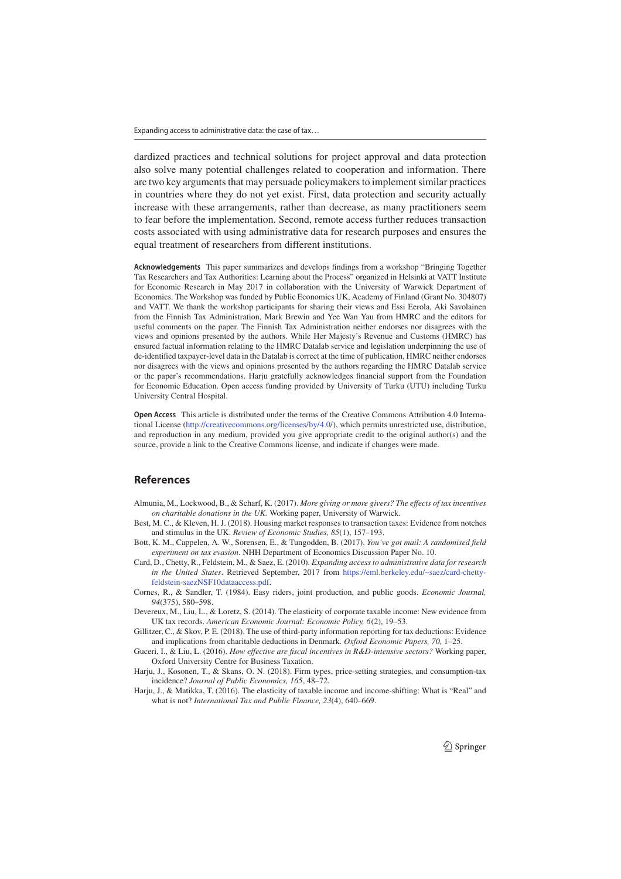dardized practices and technical solutions for project approval and data protection also solve many potential challenges related to cooperation and information. There are two key arguments that may persuade policymakers to implement similar practices in countries where they do not yet exist. First, data protection and security actually increase with these arrangements, rather than decrease, as many practitioners seem to fear before the implementation. Second, remote access further reduces transaction costs associated with using administrative data for research purposes and ensures the equal treatment of researchers from different institutions.

**Acknowledgements** This paper summarizes and develops findings from a workshop "Bringing Together Tax Researchers and Tax Authorities: Learning about the Process" organized in Helsinki at VATT Institute for Economic Research in May 2017 in collaboration with the University of Warwick Department of Economics. The Workshop was funded by Public Economics UK, Academy of Finland (Grant No. 304807) and VATT. We thank the workshop participants for sharing their views and Essi Eerola, Aki Savolainen from the Finnish Tax Administration, Mark Brewin and Yee Wan Yau from HMRC and the editors for useful comments on the paper. The Finnish Tax Administration neither endorses nor disagrees with the views and opinions presented by the authors. While Her Majesty's Revenue and Customs (HMRC) has ensured factual information relating to the HMRC Datalab service and legislation underpinning the use of de-identified taxpayer-level data in the Datalab is correct at the time of publication, HMRC neither endorses nor disagrees with the views and opinions presented by the authors regarding the HMRC Datalab service or the paper's recommendations. Harju gratefully acknowledges financial support from the Foundation for Economic Education. Open access funding provided by University of Turku (UTU) including Turku University Central Hospital.

**Open Access** This article is distributed under the terms of the Creative Commons Attribution 4.0 International License (http://creativecommons.org/licenses/by/4.0/), which permits unrestricted use, distribution, and reproduction in any medium, provided you give appropriate credit to the original author(s) and the source, provide a link to the Creative Commons license, and indicate if changes were made.

## References

Almunia, M., Lockwood, B., & Scharf, K. (2017). *More giving or more givers? The effects of tax incentives on charitable donations in the UK.* Working paper, University of Warwick.

Best, M. C., & Kleven, H. J. (2018). Housing market responses to transaction taxes: Evidence from notches and stimulus in the UK. *Review of Economic Studies, 85*(1), 157–193.

Bott, K. M., Cappelen, A. W., Sorensen, E., & Tungodden, B. (2017). *You've got mail: A randomised field experiment on tax evasion*. NHH Department of Economics Discussion Paper No. 10.

Card, D., Chetty, R., Feldstein, M., & Saez, E. (2010). *Expanding access to administrative data for research in the United States*. Retrieved September, 2017 from https://eml.berkeley.edu/~saez/card-chetty-feldstein-saezNSF10dataaccess.pdf.

Cornes, R., & Sandler, T. (1984). Easy riders, joint production, and public goods. *Economic Journal, 94*(375), 580–598.

Devereux, M., Liu, L., & Loretz, S. (2014). The elasticity of corporate taxable income: New evidence from UK tax records. *American Economic Journal: Economic Policy, 6*(2), 19–53.

Gillitzer, C., & Skov, P. E. (2018). The use of third-party information reporting for tax deductions: Evidence and implications from charitable deductions in Denmark. *Oxford Economic Papers, 70,* 1–25.

Guceri, I., & Liu, L. (2016). *How effective are fiscal incentives in R&D-intensive sectors?* Working paper, Oxford University Centre for Business Taxation.

Harju, J., Kosonen, T., & Skans, O. N. (2018). Firm types, price-setting strategies, and consumption-tax incidence? *Journal of Public Economics, 165*, 48–72.

Harju, J., & Matikka, T. (2016). The elasticity of taxable income and income-shifting: What is "Real" and what is not? *International Tax and Public Finance, 23*(4), 640–669.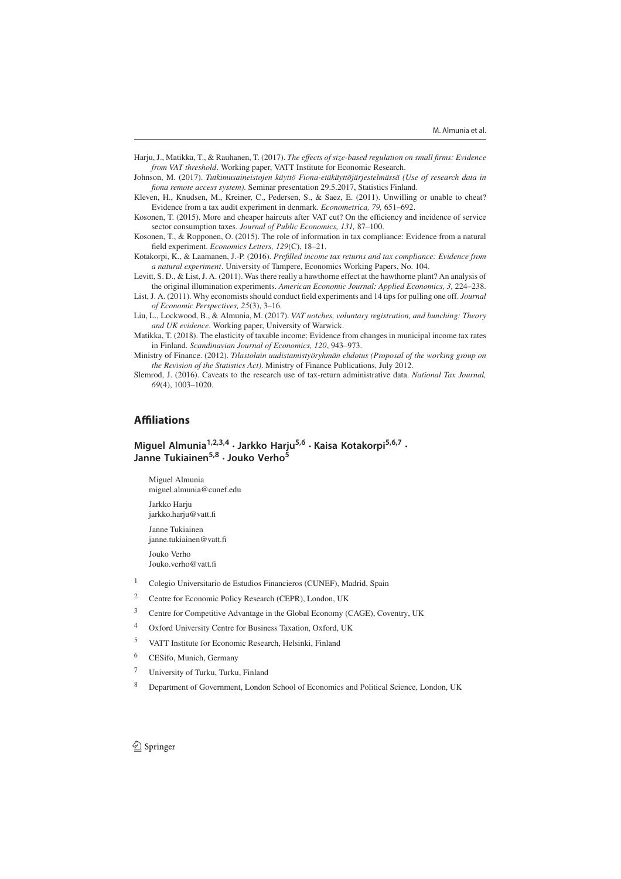Harju, J., Matikka, T., & Rauhanen, T. (2017). *The effects of size-based regulation on small firms: Evidence from VAT threshold*. Working paper, VATT Institute for Economic Research.

Johnson, M. (2017). *Tutkimusaineistojen käyttö Fiona-etäkäyttöjärjestelmässä (Use of research data in fiona remote access system)*. Seminar presentation 29.5.2017, Statistics Finland.

Kleven, H., Knudsen, M., Kreiner, C., Pedersen, S., & Saez, E. (2011). Unwilling or unable to cheat? Evidence from a tax audit experiment in denmark. *Econometrica, 79,* 651–692.

Kosonen, T. (2015). More and cheaper haircuts after VAT cut? On the efficiency and incidence of service sector consumption taxes. *Journal of Public Economics, 131,* 87–100.

Kosonen, T., & Ropponen, O. (2015). The role of information in tax compliance: Evidence from a natural field experiment. *Economics Letters, 129*(C), 18–21.

Kotakorpi, K., & Laamanen, J.-P. (2016). *Prefilled income tax returns and tax compliance: Evidence from a natural experiment*. University of Tampere, Economics Working Papers, No. 104.

Levitt, S. D., & List, J. A. (2011). Was there really a hawthorne effect at the hawthorne plant? An analysis of the original illumination experiments. *American Economic Journal: Applied Economics, 3,* 224–238.

List, J. A. (2011). Why economists should conduct field experiments and 14 tips for pulling one off. *Journal of Economic Perspectives, 25*(3), 3–16.

Liu, L., Lockwood, B., & Almunia, M. (2017). *VAT notches, voluntary registration, and bunching: Theory and UK evidence*. Working paper, University of Warwick.

Matikka, T. (2018). The elasticity of taxable income: Evidence from changes in municipal income tax rates in Finland. *Scandinavian Journal of Economics, 120*, 943–973.

Ministry of Finance. (2012). *Tilastolain uudistamistyöryhmän ehdotus (Proposal of the working group on the Revision of the Statistics Act)*. Ministry of Finance Publications, July 2012.

Slemrod, J. (2016). Caveats to the research use of tax-return administrative data. *National Tax Journal, 69*(4), 1003–1020.

## Affiliations

**Miguel Almunia[1,2,3,4] · Jarkko Harju[5,6] · Kaisa Kotakorpi[5,6,7] · Janne Tukiainen[5,8] · Jouko Verho[5]**

Miguel Almunia
miguel.almunia@cunef.edu

Jarkko Harju
jarkko.harju@vatt.fi

Janne Tukiainen
janne.tukiainen@vatt.fi

Jouko Verho
Jouko.verho@vatt.fi

1 Colegio Universitario de Estudios Financieros (CUNEF), Madrid, Spain

2 Centre for Economic Policy Research (CEPR), London, UK

3 Centre for Competitive Advantage in the Global Economy (CAGE), Coventry, UK

4 Oxford University Centre for Business Taxation, Oxford, UK

5 VATT Institute for Economic Research, Helsinki, Finland

6 CESifo, Munich, Germany

7 University of Turku, Turku, Finland

8 Department of Government, London School of Economics and Political Science, London, UK